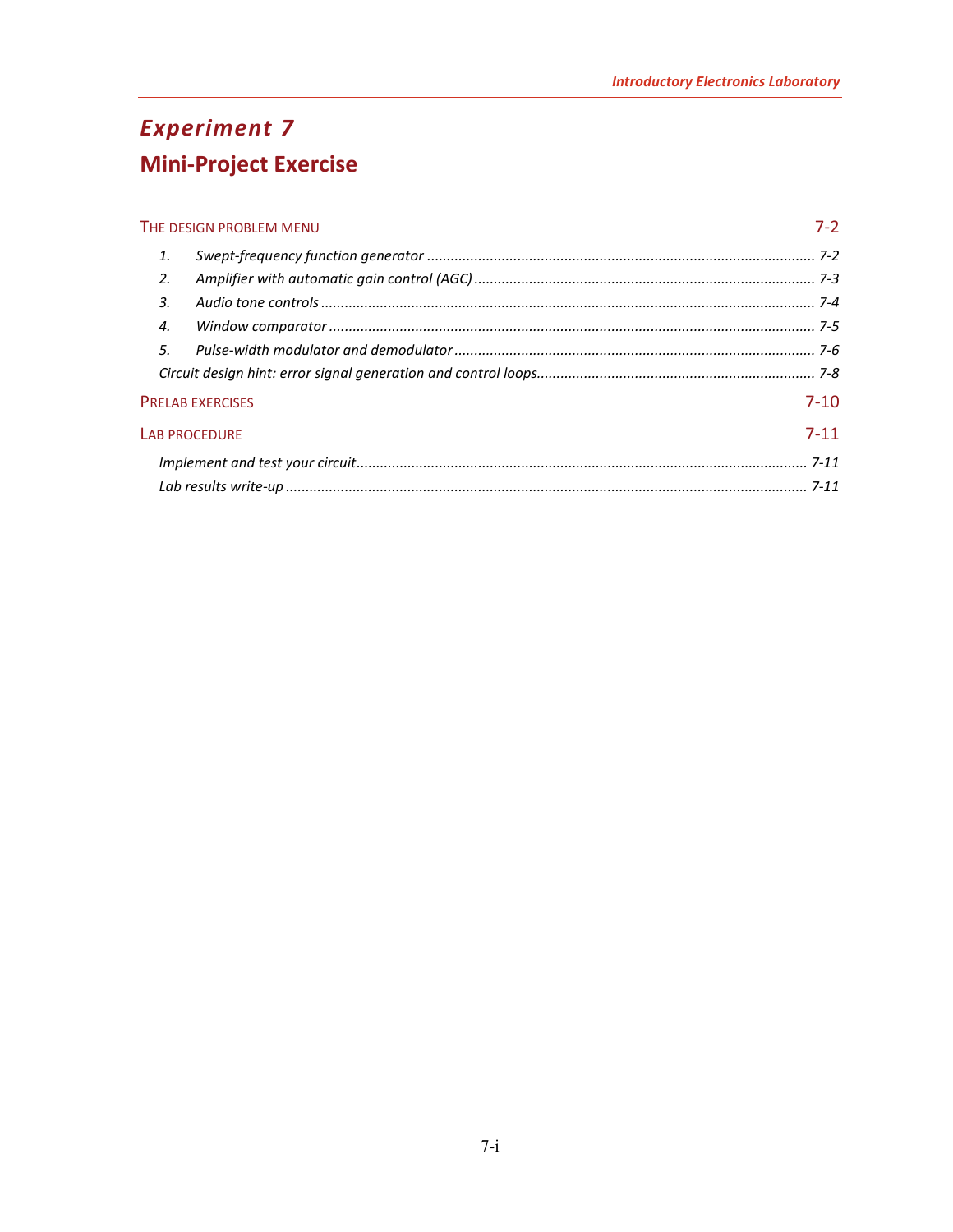# *Experiment 7*

# Mini-Project Exercise

| | |
|---|---|
| THE DESIGN PROBLEM MENU | 7-2 |
| *1. Swept-frequency function generator* | *7-2* |
| *2. Amplifier with automatic gain control (AGC)* | *7-3* |
| *3. Audio tone controls* | *7-4* |
| *4. Window comparator* | *7-5* |
| *5. Pulse-width modulator and demodulator* | *7-6* |
| *Circuit design hint: error signal generation and control loops* | *7-8* |
| PRELAB EXERCISES | 7-10 |
| LAB PROCEDURE | 7-11 |
| *Implement and test your circuit* | *7-11* |
| *Lab results write-up* | *7-11* |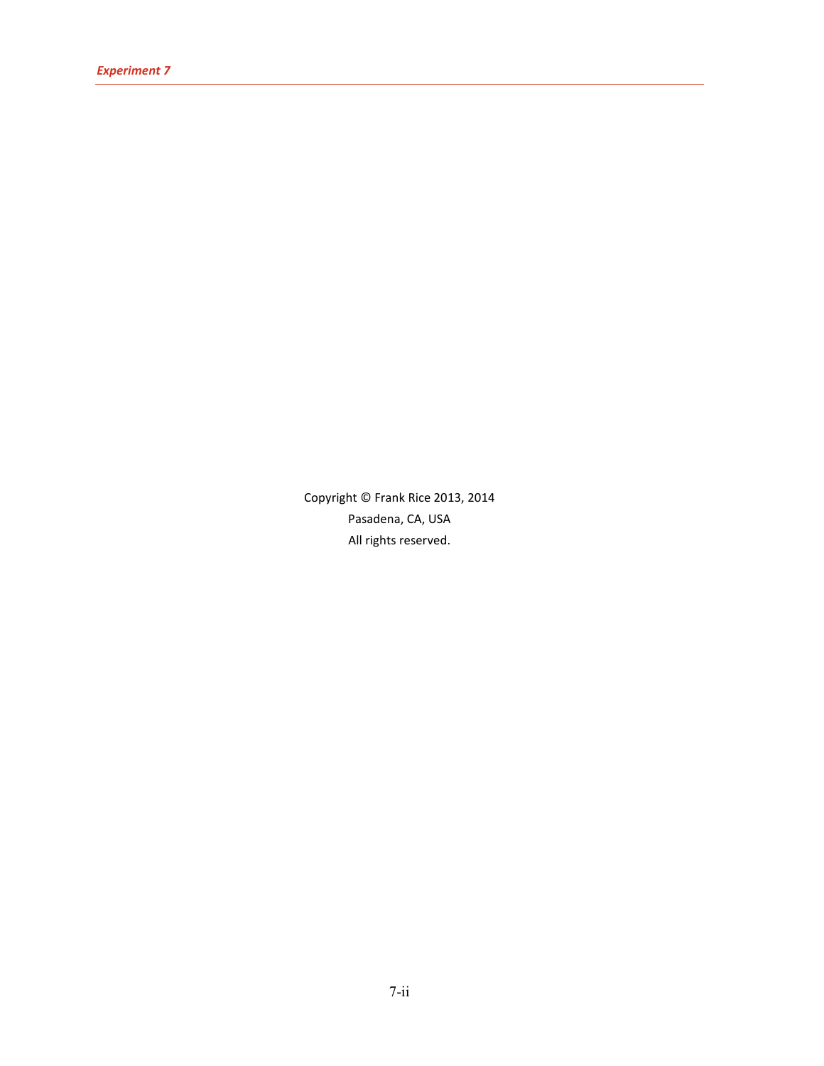Copyright © Frank Rice 2013, 2014

Pasadena, CA, USA

All rights reserved.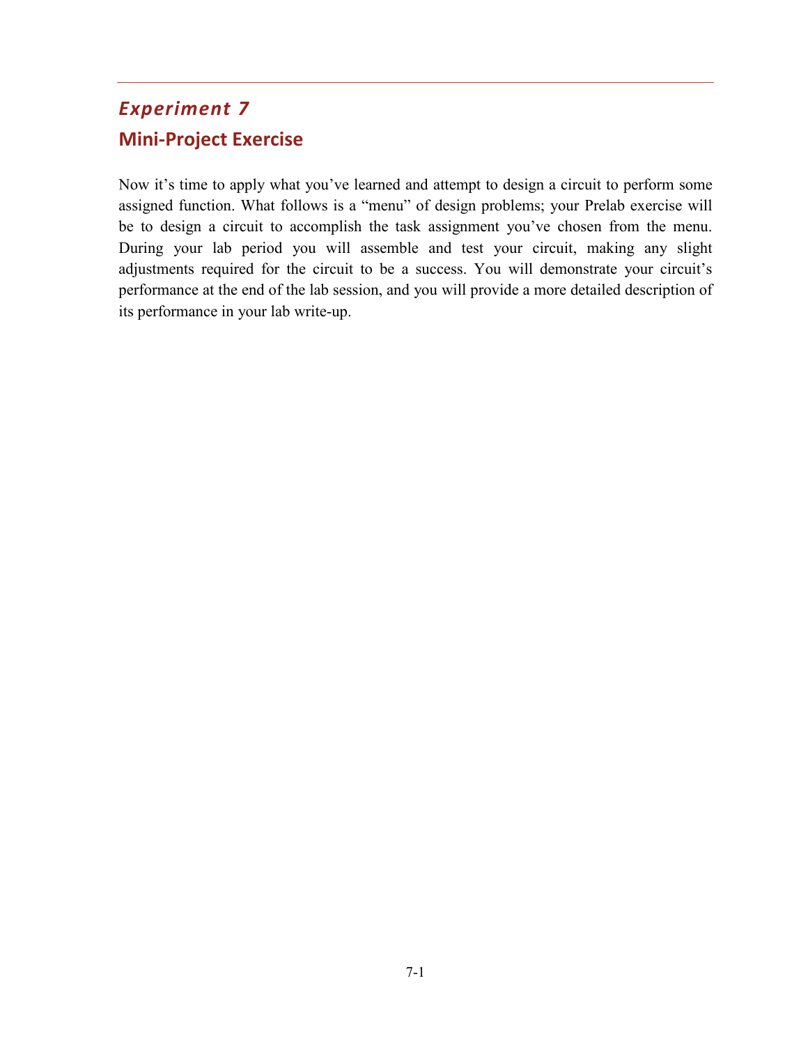# *Experiment 7*

## Mini-Project Exercise

Now it's time to apply what you've learned and attempt to design a circuit to perform some assigned function. What follows is a "menu" of design problems; your Prelab exercise will be to design a circuit to accomplish the task assignment you've chosen from the menu. During your lab period you will assemble and test your circuit, making any slight adjustments required for the circuit to be a success. You will demonstrate your circuit's performance at the end of the lab session, and you will provide a more detailed description of its performance in your lab write-up.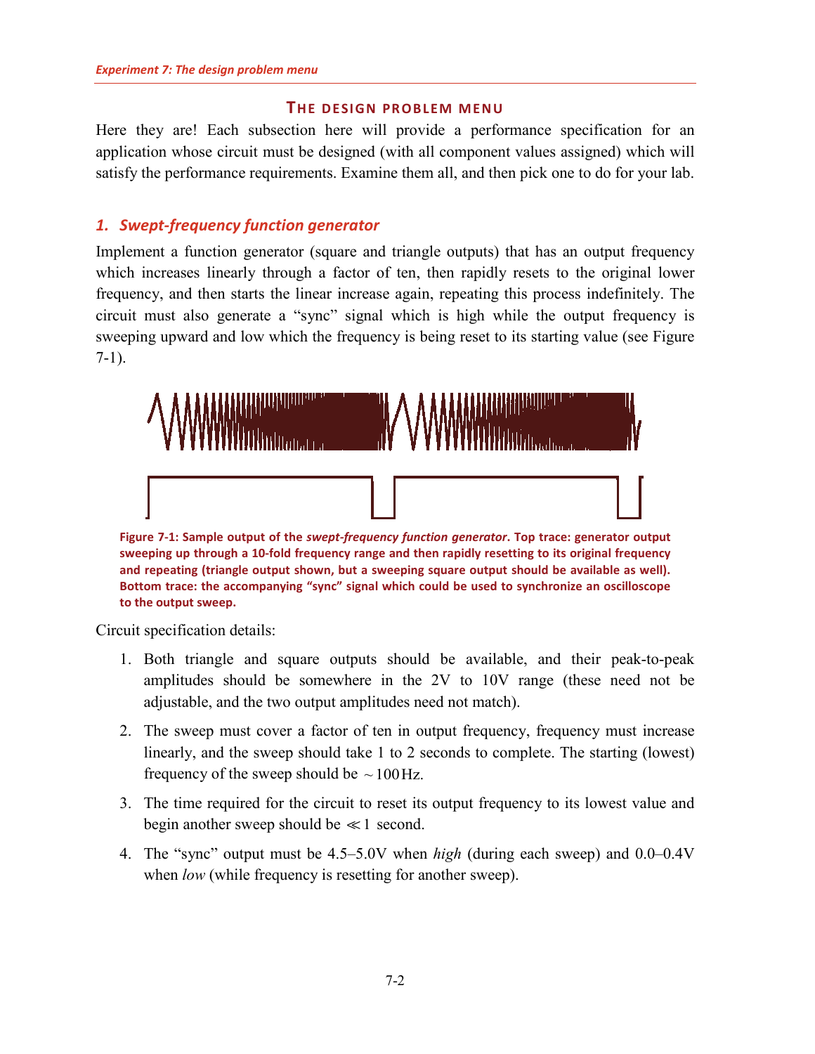## The design problem menu

Here they are! Each subsection here will provide a performance specification for an application whose circuit must be designed (with all component values assigned) which will satisfy the performance requirements. Examine them all, and then pick one to do for your lab.

### *1. Swept-frequency function generator*

Implement a function generator (square and triangle outputs) that has an output frequency which increases linearly through a factor of ten, then rapidly resets to the original lower frequency, and then starts the linear increase again, repeating this process indefinitely. The circuit must also generate a "sync" signal which is high while the output frequency is sweeping upward and low which the frequency is being reset to its starting value (see Figure 7-1).

**Figure 7-1: Sample output of the *swept-frequency function generator*. Top trace: generator output sweeping up through a 10-fold frequency range and then rapidly resetting to its original frequency and repeating (triangle output shown, but a sweeping square output should be available as well). Bottom trace: the accompanying "sync" signal which could be used to synchronize an oscilloscope to the output sweep.**

Circuit specification details:

1. Both triangle and square outputs should be available, and their peak-to-peak amplitudes should be somewhere in the 2V to 10V range (these need not be adjustable, and the two output amplitudes need not match).
2. The sweep must cover a factor of ten in output frequency, frequency must increase linearly, and the sweep should take 1 to 2 seconds to complete. The starting (lowest) frequency of the sweep should be $\sim 100\,\text{Hz}$.
3. The time required for the circuit to reset its output frequency to its lowest value and begin another sweep should be $\ll 1$ second.
4. The "sync" output must be 4.5–5.0V when *high* (during each sweep) and 0.0–0.4V when *low* (while frequency is resetting for another sweep).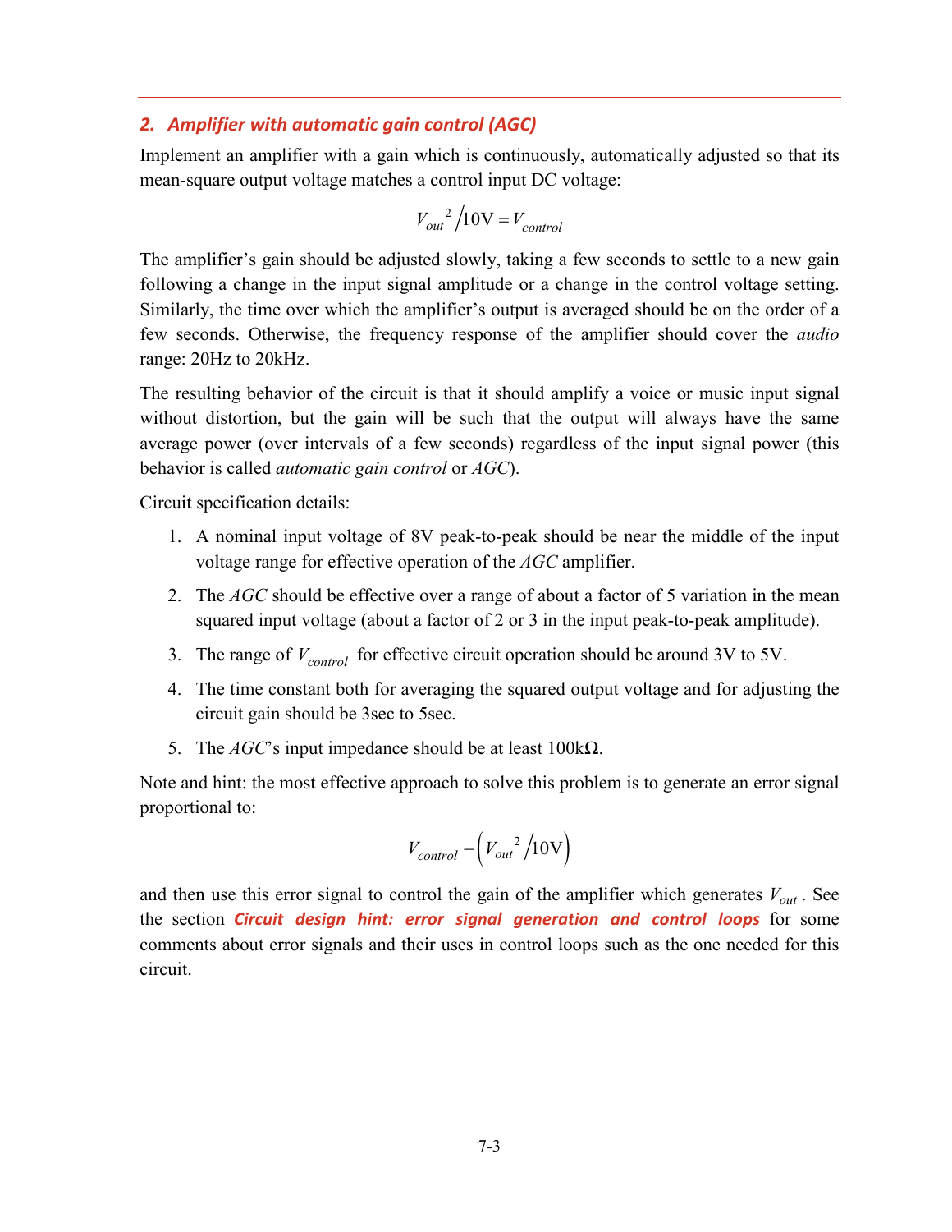## 2. *Amplifier with automatic gain control (AGC)*

Implement an amplifier with a gain which is continuously, automatically adjusted so that its mean-square output voltage matches a control input DC voltage:

$$\overline{V_{out}^{\ 2}} \Big/ 10\text{V} = V_{control}$$

The amplifier's gain should be adjusted slowly, taking a few seconds to settle to a new gain following a change in the input signal amplitude or a change in the control voltage setting. Similarly, the time over which the amplifier's output is averaged should be on the order of a few seconds. Otherwise, the frequency response of the amplifier should cover the *audio* range: 20Hz to 20kHz.

The resulting behavior of the circuit is that it should amplify a voice or music input signal without distortion, but the gain will be such that the output will always have the same average power (over intervals of a few seconds) regardless of the input signal power (this behavior is called *automatic gain control* or *AGC*).

Circuit specification details:

1. A nominal input voltage of 8V peak-to-peak should be near the middle of the input voltage range for effective operation of the *AGC* amplifier.
2. The *AGC* should be effective over a range of about a factor of 5 variation in the mean squared input voltage (about a factor of 2 or 3 in the input peak-to-peak amplitude).
3. The range of $V_{control}$ for effective circuit operation should be around 3V to 5V.
4. The time constant both for averaging the squared output voltage and for adjusting the circuit gain should be 3sec to 5sec.
5. The *AGC*'s input impedance should be at least 100kΩ.

Note and hint: the most effective approach to solve this problem is to generate an error signal proportional to:

$$V_{control} - \left( \overline{V_{out}^{\ 2}} \Big/ 10\text{V} \right)$$

and then use this error signal to control the gain of the amplifier which generates $V_{out}$. See the section ***Circuit design hint: error signal generation and control loops*** for some comments about error signals and their uses in control loops such as the one needed for this circuit.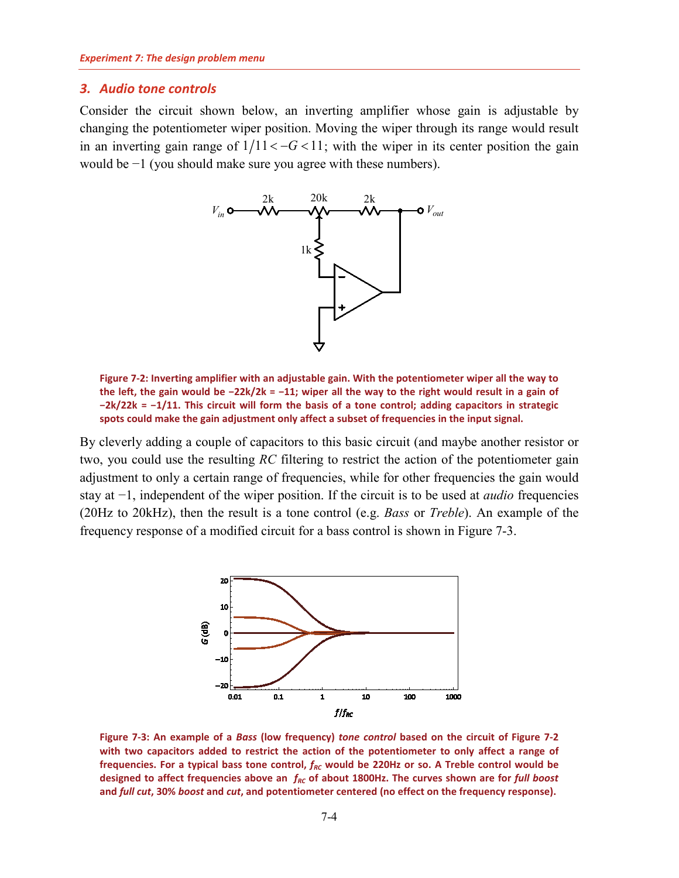## 3. Audio tone controls

Consider the circuit shown below, an inverting amplifier whose gain is adjustable by changing the potentiometer wiper position. Moving the wiper through its range would result in an inverting gain range of $1/11 < -G < 11$; with the wiper in its center position the gain would be $-1$ (you should make sure you agree with these numbers).

**Figure 7-2: Inverting amplifier with an adjustable gain. With the potentiometer wiper all the way to the left, the gain would be −22k/2k = −11; wiper all the way to the right would result in a gain of −2k/22k = −1/11. This circuit will form the basis of a tone control; adding capacitors in strategic spots could make the gain adjustment only affect a subset of frequencies in the input signal.**

By cleverly adding a couple of capacitors to this basic circuit (and maybe another resistor or two, you could use the resulting *RC* filtering to restrict the action of the potentiometer gain adjustment to only a certain range of frequencies, while for other frequencies the gain would stay at $-1$, independent of the wiper position. If the circuit is to be used at *audio* frequencies (20Hz to 20kHz), then the result is a tone control (e.g. *Bass* or *Treble*). An example of the frequency response of a modified circuit for a bass control is shown in Figure 7-3.

**Figure 7-3: An example of a *Bass* (low frequency) *tone control* based on the circuit of Figure 7-2 with two capacitors added to restrict the action of the potentiometer to only affect a range of frequencies. For a typical bass tone control, $f_{RC}$ would be 220Hz or so. A Treble control would be designed to affect frequencies above an $f_{RC}$ of about 1800Hz. The curves shown are for *full boost* and *full cut*, 30% *boost* and *cut*, and potentiometer centered (no effect on the frequency response).**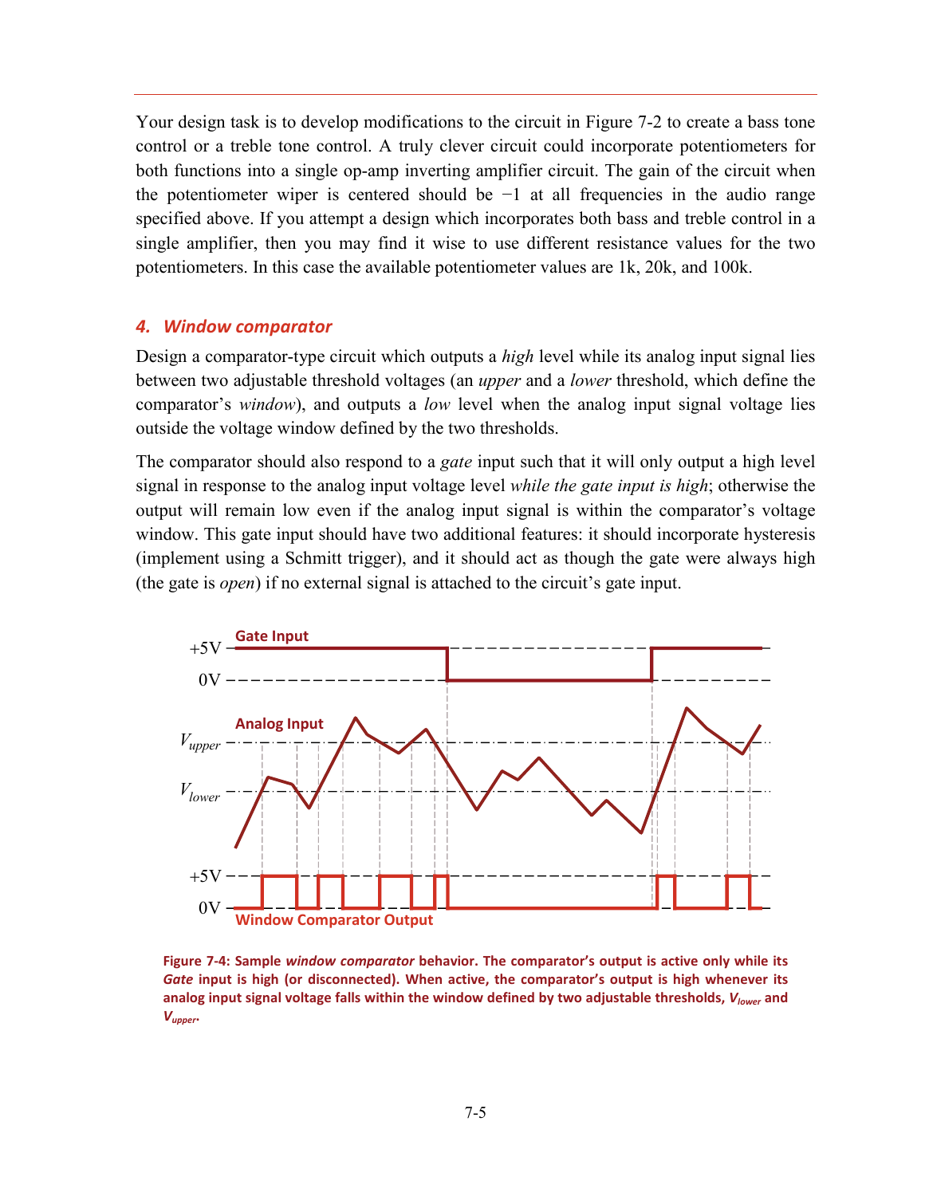Your design task is to develop modifications to the circuit in Figure 7-2 to create a bass tone control or a treble tone control. A truly clever circuit could incorporate potentiometers for both functions into a single op-amp inverting amplifier circuit. The gain of the circuit when the potentiometer wiper is centered should be −1 at all frequencies in the audio range specified above. If you attempt a design which incorporates both bass and treble control in a single amplifier, then you may find it wise to use different resistance values for the two potentiometers. In this case the available potentiometer values are 1k, 20k, and 100k.

### *4. Window comparator*

Design a comparator-type circuit which outputs a *high* level while its analog input signal lies between two adjustable threshold voltages (an *upper* and a *lower* threshold, which define the comparator's *window*), and outputs a *low* level when the analog input signal voltage lies outside the voltage window defined by the two thresholds.

The comparator should also respond to a *gate* input such that it will only output a high level signal in response to the analog input voltage level *while the gate input is high*; otherwise the output will remain low even if the analog input signal is within the comparator's voltage window. This gate input should have two additional features: it should incorporate hysteresis (implement using a Schmitt trigger), and it should act as though the gate were always high (the gate is *open*) if no external signal is attached to the circuit's gate input.

**Figure 7-4: Sample *window comparator* behavior. The comparator's output is active only while its *Gate* input is high (or disconnected). When active, the comparator's output is high whenever its analog input signal voltage falls within the window defined by two adjustable thresholds, $V_{lower}$ and $V_{upper}$.**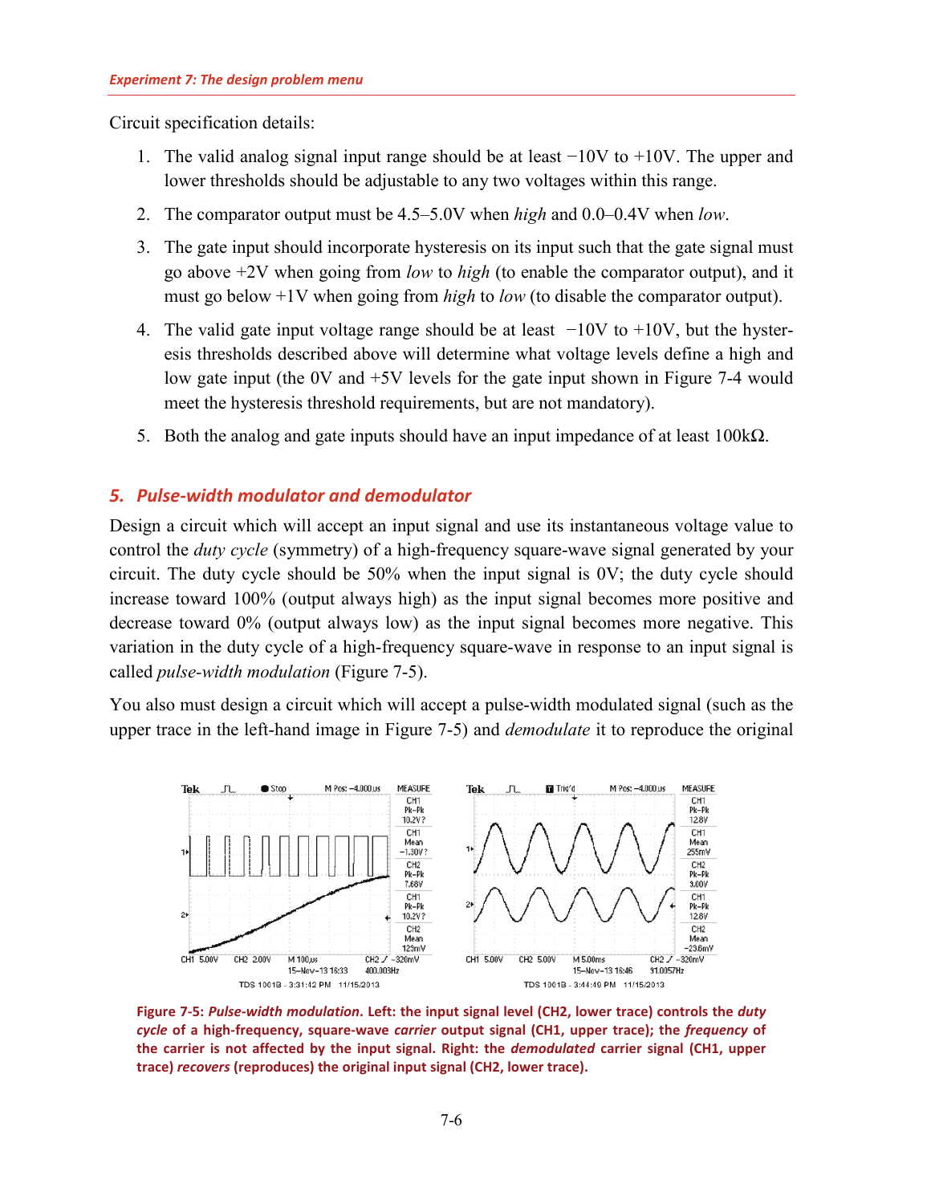Circuit specification details:

1. The valid analog signal input range should be at least −10V to +10V. The upper and lower thresholds should be adjustable to any two voltages within this range.

2. The comparator output must be 4.5–5.0V when *high* and 0.0–0.4V when *low*.

3. The gate input should incorporate hysteresis on its input such that the gate signal must go above +2V when going from *low* to *high* (to enable the comparator output), and it must go below +1V when going from *high* to *low* (to disable the comparator output).

4. The valid gate input voltage range should be at least −10V to +10V, but the hysteresis thresholds described above will determine what voltage levels define a high and low gate input (the 0V and +5V levels for the gate input shown in Figure 7-4 would meet the hysteresis threshold requirements, but are not mandatory).

5. Both the analog and gate inputs should have an input impedance of at least 100kΩ.

## 5. Pulse-width modulator and demodulator

Design a circuit which will accept an input signal and use its instantaneous voltage value to control the *duty cycle* (symmetry) of a high-frequency square-wave signal generated by your circuit. The duty cycle should be 50% when the input signal is 0V; the duty cycle should increase toward 100% (output always high) as the input signal becomes more positive and decrease toward 0% (output always low) as the input signal becomes more negative. This variation in the duty cycle of a high-frequency square-wave in response to an input signal is called *pulse-width modulation* (Figure 7-5).

You also must design a circuit which will accept a pulse-width modulated signal (such as the upper trace in the left-hand image in Figure 7-5) and *demodulate* it to reproduce the original

**Figure 7-5:** ***Pulse-width modulation*****. Left: the input signal level (CH2, lower trace) controls the *duty cycle* of a high-frequency, square-wave *carrier* output signal (CH1, upper trace); the *frequency* of the carrier is not affected by the input signal. Right: the *demodulated* carrier signal (CH1, upper trace) *recovers* (reproduces) the original input signal (CH2, lower trace).**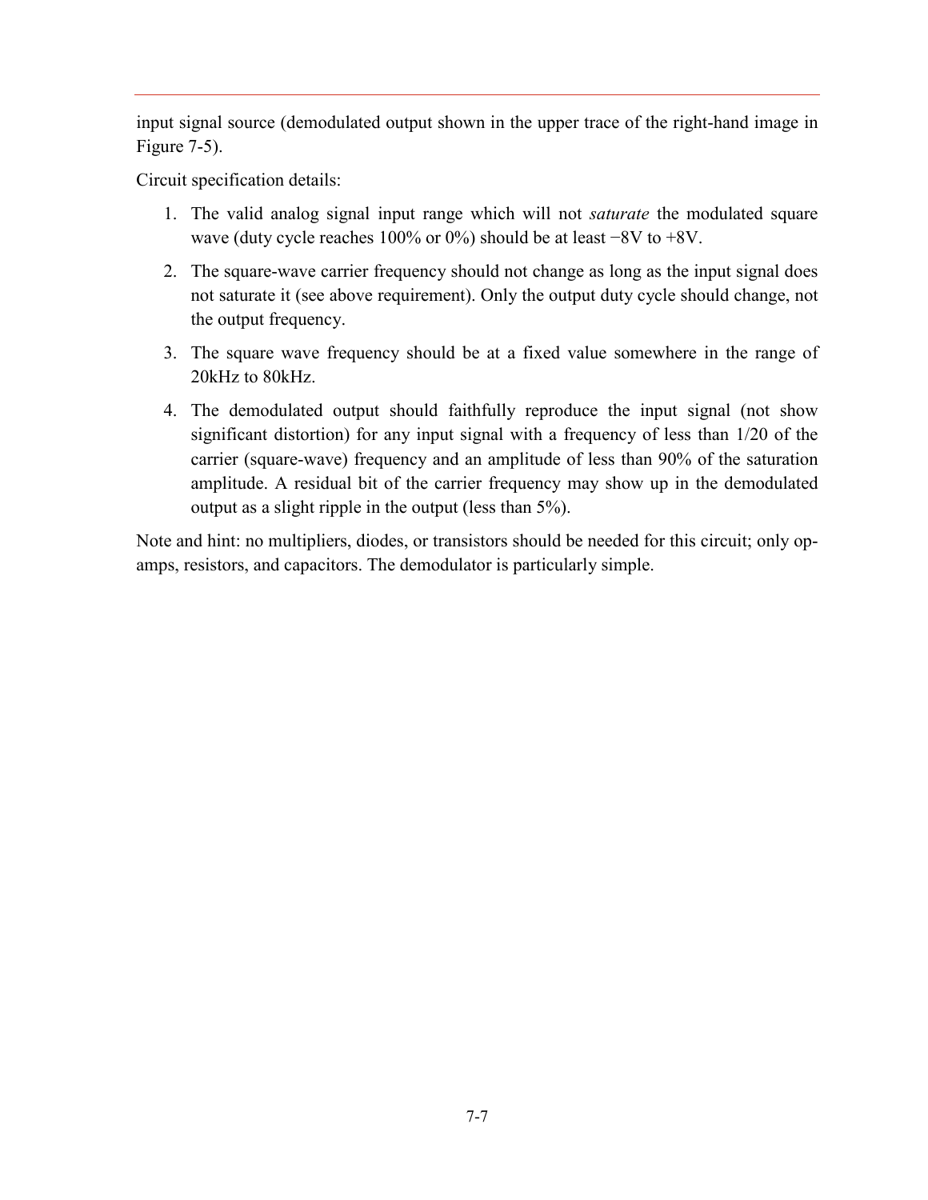input signal source (demodulated output shown in the upper trace of the right-hand image in Figure 7-5).

Circuit specification details:

1. The valid analog signal input range which will not *saturate* the modulated square wave (duty cycle reaches 100% or 0%) should be at least −8V to +8V.
2. The square-wave carrier frequency should not change as long as the input signal does not saturate it (see above requirement). Only the output duty cycle should change, not the output frequency.
3. The square wave frequency should be at a fixed value somewhere in the range of 20kHz to 80kHz.
4. The demodulated output should faithfully reproduce the input signal (not show significant distortion) for any input signal with a frequency of less than 1/20 of the carrier (square-wave) frequency and an amplitude of less than 90% of the saturation amplitude. A residual bit of the carrier frequency may show up in the demodulated output as a slight ripple in the output (less than 5%).

Note and hint: no multipliers, diodes, or transistors should be needed for this circuit; only op-amps, resistors, and capacitors. The demodulator is particularly simple.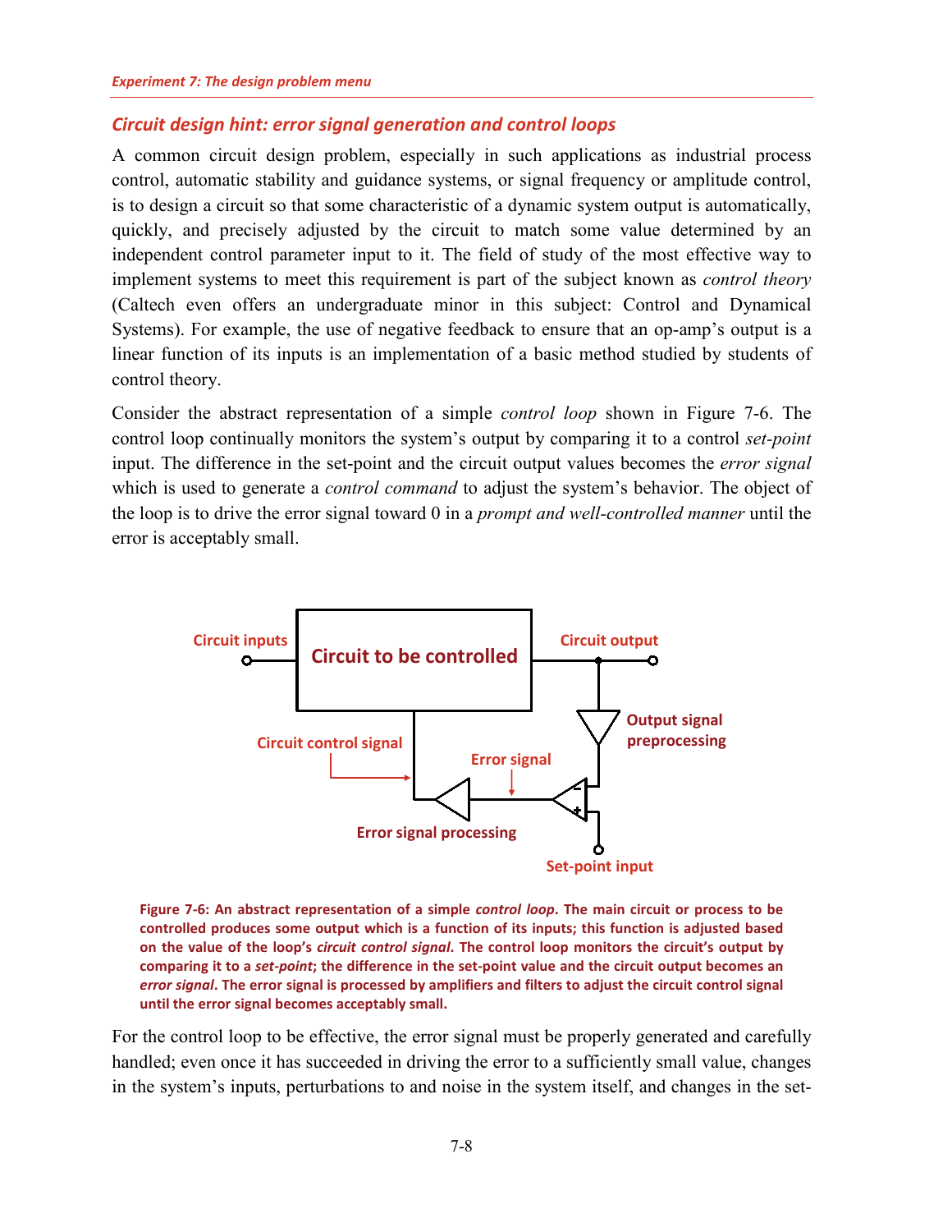## *Circuit design hint: error signal generation and control loops*

A common circuit design problem, especially in such applications as industrial process control, automatic stability and guidance systems, or signal frequency or amplitude control, is to design a circuit so that some characteristic of a dynamic system output is automatically, quickly, and precisely adjusted by the circuit to match some value determined by an independent control parameter input to it. The field of study of the most effective way to implement systems to meet this requirement is part of the subject known as *control theory* (Caltech even offers an undergraduate minor in this subject: Control and Dynamical Systems). For example, the use of negative feedback to ensure that an op-amp's output is a linear function of its inputs is an implementation of a basic method studied by students of control theory.

Consider the abstract representation of a simple *control loop* shown in Figure 7-6. The control loop continually monitors the system's output by comparing it to a control *set-point* input. The difference in the set-point and the circuit output values becomes the *error signal* which is used to generate a *control command* to adjust the system's behavior. The object of the loop is to drive the error signal toward 0 in a *prompt and well-controlled manner* until the error is acceptably small.

**Figure 7-6: An abstract representation of a simple *control loop*. The main circuit or process to be controlled produces some output which is a function of its inputs; this function is adjusted based on the value of the loop's *circuit control signal*. The control loop monitors the circuit's output by comparing it to a *set-point*; the difference in the set-point value and the circuit output becomes an *error signal*. The error signal is processed by amplifiers and filters to adjust the circuit control signal until the error signal becomes acceptably small.**

For the control loop to be effective, the error signal must be properly generated and carefully handled; even once it has succeeded in driving the error to a sufficiently small value, changes in the system's inputs, perturbations to and noise in the system itself, and changes in the set-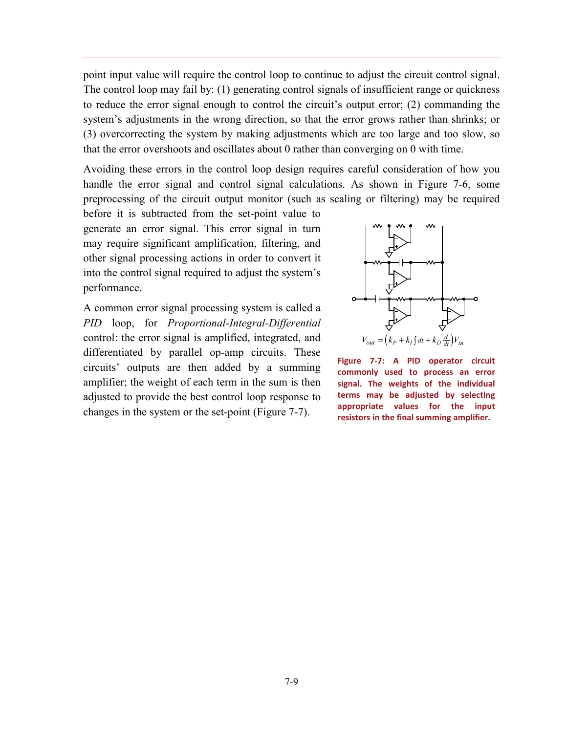point input value will require the control loop to continue to adjust the circuit control signal. The control loop may fail by: (1) generating control signals of insufficient range or quickness to reduce the error signal enough to control the circuit's output error; (2) commanding the system's adjustments in the wrong direction, so that the error grows rather than shrinks; or (3) overcorrecting the system by making adjustments which are too large and too slow, so that the error overshoots and oscillates about 0 rather than converging on 0 with time.

Avoiding these errors in the control loop design requires careful consideration of how you handle the error signal and control signal calculations. As shown in Figure 7-6, some preprocessing of the circuit output monitor (such as scaling or filtering) may be required before it is subtracted from the set-point value to generate an error signal. This error signal in turn may require significant amplification, filtering, and other signal processing actions in order to convert it into the control signal required to adjust the system's performance.

A common error signal processing system is called a *PID* loop, for *Proportional-Integral-Differential* control: the error signal is amplified, integrated, and differentiated by parallel op-amp circuits. These circuits' outputs are then added by a summing amplifier; the weight of each term in the sum is then adjusted to provide the best control loop response to changes in the system or the set-point (Figure 7-7).

$$V_{out} = \left(k_P + k_I \int dt + k_D \frac{d}{dt}\right) V_{in}$$

**Figure 7-7: A PID operator circuit commonly used to process an error signal. The weights of the individual terms may be adjusted by selecting appropriate values for the input resistors in the final summing amplifier.**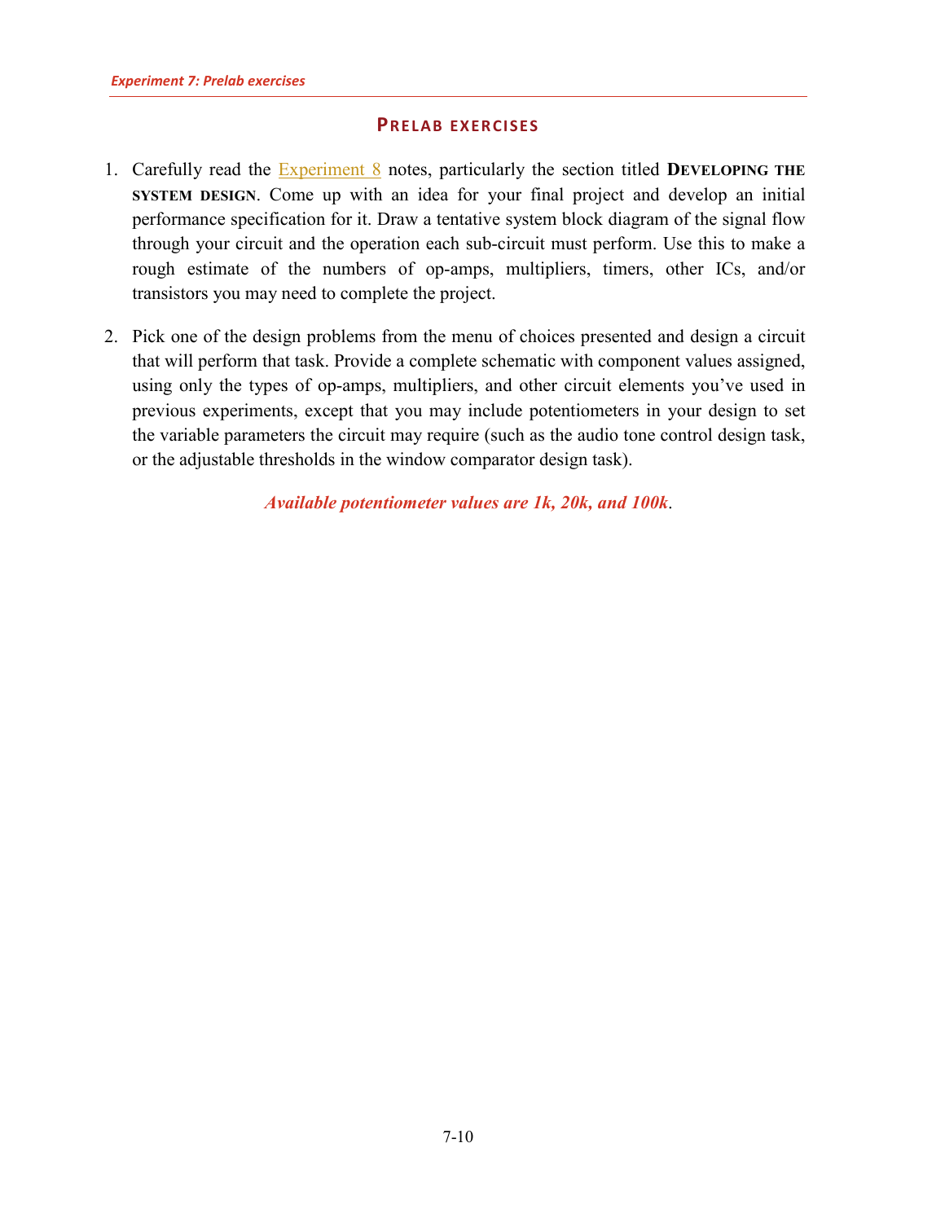## PRELAB EXERCISES

1. Carefully read the Experiment 8 notes, particularly the section titled **DEVELOPING THE SYSTEM DESIGN**. Come up with an idea for your final project and develop an initial performance specification for it. Draw a tentative system block diagram of the signal flow through your circuit and the operation each sub-circuit must perform. Use this to make a rough estimate of the numbers of op-amps, multipliers, timers, other ICs, and/or transistors you may need to complete the project.

2. Pick one of the design problems from the menu of choices presented and design a circuit that will perform that task. Provide a complete schematic with component values assigned, using only the types of op-amps, multipliers, and other circuit elements you've used in previous experiments, except that you may include potentiometers in your design to set the variable parameters the circuit may require (such as the audio tone control design task, or the adjustable thresholds in the window comparator design task).

***Available potentiometer values are 1k, 20k, and 100k***.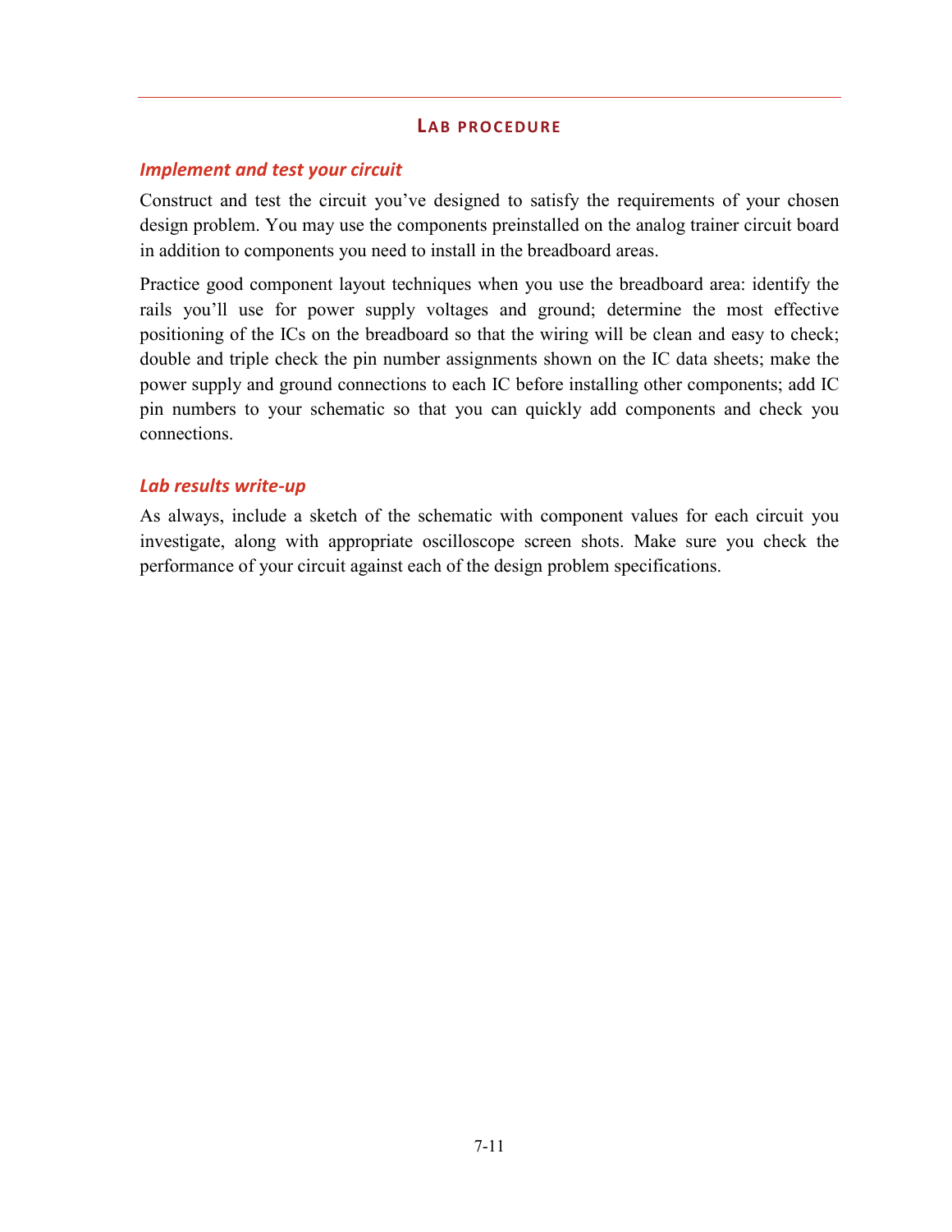## LAB PROCEDURE

### *Implement and test your circuit*

Construct and test the circuit you've designed to satisfy the requirements of your chosen design problem. You may use the components preinstalled on the analog trainer circuit board in addition to components you need to install in the breadboard areas.

Practice good component layout techniques when you use the breadboard area: identify the rails you'll use for power supply voltages and ground; determine the most effective positioning of the ICs on the breadboard so that the wiring will be clean and easy to check; double and triple check the pin number assignments shown on the IC data sheets; make the power supply and ground connections to each IC before installing other components; add IC pin numbers to your schematic so that you can quickly add components and check you connections.

### *Lab results write-up*

As always, include a sketch of the schematic with component values for each circuit you investigate, along with appropriate oscilloscope screen shots. Make sure you check the performance of your circuit against each of the design problem specifications.